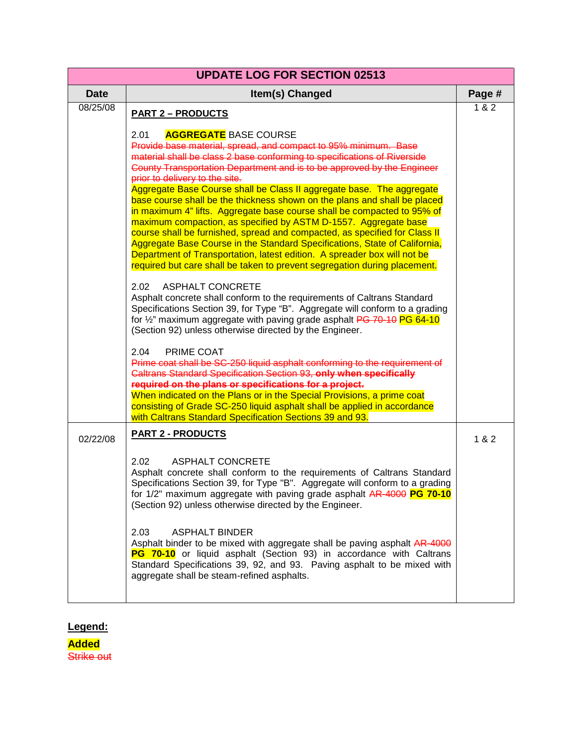| UPDATE LOG FOR SECTION 02513 | | |
|---|---|---|
| **Date** | **Item(s) Changed** | **Page #** |
| 08/25/08 | **PART 2 – PRODUCTS**<br><br>2.01 **AGGREGATE** BASE COURSE<br>~~Provide base material, spread, and compact to 95% minimum. Base material shall be class 2 base conforming to specifications of Riverside County Transportation Department and is to be approved by the Engineer prior to delivery to the site.~~<br>Aggregate Base Course shall be Class II aggregate base. The aggregate base course shall be the thickness shown on the plans and shall be placed in maximum 4" lifts. Aggregate base course shall be compacted to 95% of maximum compaction, as specified by ASTM D-1557. Aggregate base course shall be furnished, spread and compacted, as specified for Class II Aggregate Base Course in the Standard Specifications, State of California, Department of Transportation, latest edition. A spreader box will not be required but care shall be taken to prevent segregation during placement.<br><br>2.02 ASPHALT CONCRETE<br>Asphalt concrete shall conform to the requirements of Caltrans Standard Specifications Section 39, for Type "B". Aggregate will conform to a grading for ½" maximum aggregate with paving grade asphalt ~~PG 70-10~~ PG 64-10 (Section 92) unless otherwise directed by the Engineer.<br><br>2.04 PRIME COAT<br>~~Prime coat shall be SC-250 liquid asphalt conforming to the requirement of Caltrans Standard Specification Section 93, **only when specifically required on the plans or specifications for a project.**~~<br>When indicated on the Plans or in the Special Provisions, a prime coat consisting of Grade SC-250 liquid asphalt shall be applied in accordance with Caltrans Standard Specification Sections 39 and 93. | 1 & 2 |
| 02/22/08 | **PART 2 - PRODUCTS**<br><br>2.02 ASPHALT CONCRETE<br>Asphalt concrete shall conform to the requirements of Caltrans Standard Specifications Section 39, for Type "B". Aggregate will conform to a grading for 1/2" maximum aggregate with paving grade asphalt ~~AR-4000~~ **PG 70-10** (Section 92) unless otherwise directed by the Engineer.<br><br>2.03 ASPHALT BINDER<br>Asphalt binder to be mixed with aggregate shall be paving asphalt ~~AR-4000~~ **PG 70-10** or liquid asphalt (Section 93) in accordance with Caltrans Standard Specifications 39, 92, and 93. Paving asphalt to be mixed with aggregate shall be steam-refined asphalts. | 1 & 2 |

**Legend:**

**Added**

~~Strike out~~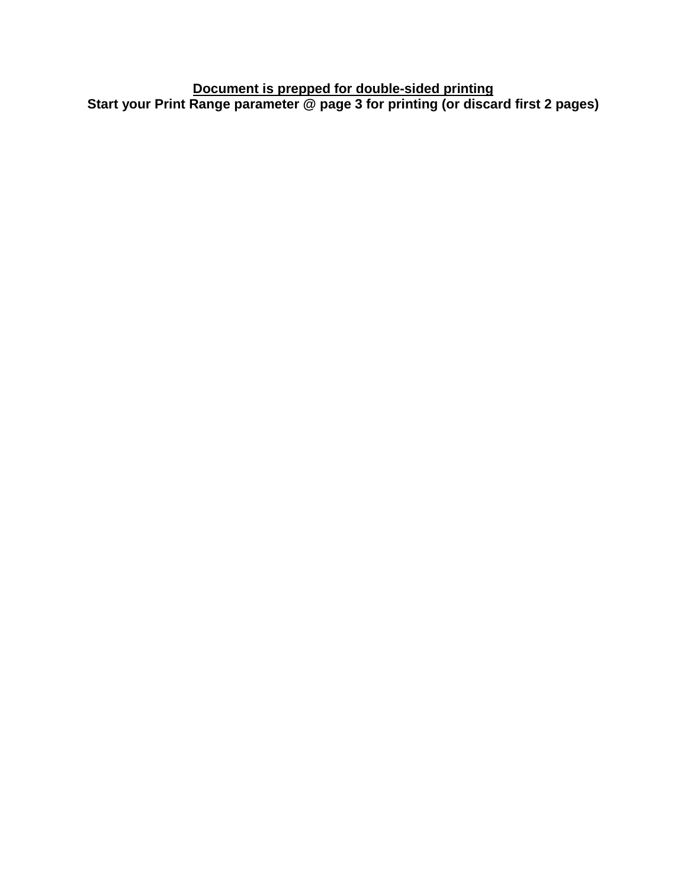<u>**Document is prepped for double-sided printing**</u>

**Start your Print Range parameter @ page 3 for printing (or discard first 2 pages)**